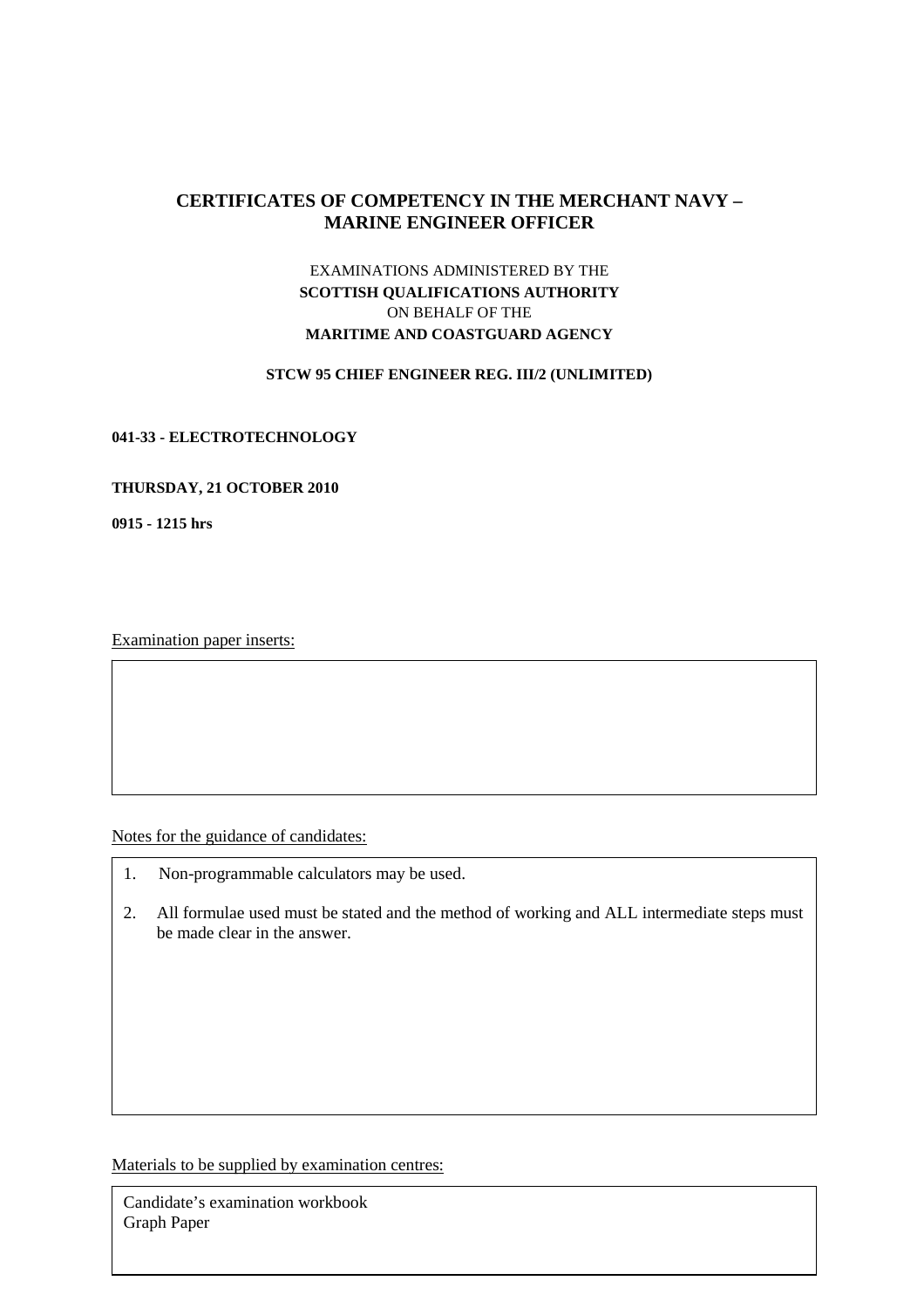# CERTIFICATES OF COMPETENCY IN THE MERCHANT NAVY – MARINE ENGINEER OFFICER

EXAMINATIONS ADMINISTERED BY THE
**SCOTTISH QUALIFICATIONS AUTHORITY**
ON BEHALF OF THE
**MARITIME AND COASTGUARD AGENCY**

**STCW 95 CHIEF ENGINEER REG. III/2 (UNLIMITED)**

**041-33 - ELECTROTECHNOLOGY**

**THURSDAY, 21 OCTOBER 2010**

**0915 - 1215 hrs**

Examination paper inserts:

Notes for the guidance of candidates:

1. Non-programmable calculators may be used.
2. All formulae used must be stated and the method of working and ALL intermediate steps must be made clear in the answer.

Materials to be supplied by examination centres:

Candidate's examination workbook
Graph Paper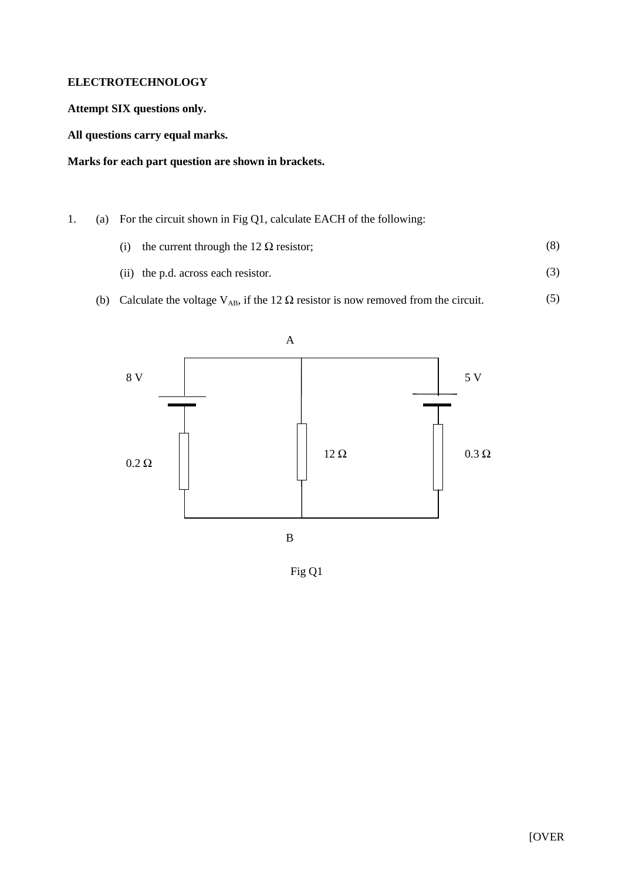**ELECTROTECHNOLOGY**

**Attempt SIX questions only.**

**All questions carry equal marks.**

**Marks for each part question are shown in brackets.**

1. (a) For the circuit shown in Fig Q1, calculate EACH of the following:

   (i) the current through the 12 Ω resistor; (8)

   (ii) the p.d. across each resistor. (3)

   (b) Calculate the voltage $V_{AB}$, if the 12 Ω resistor is now removed from the circuit. (5)

A

8 V

5 V

0.2 Ω

12 Ω

0.3 Ω

B

Fig Q1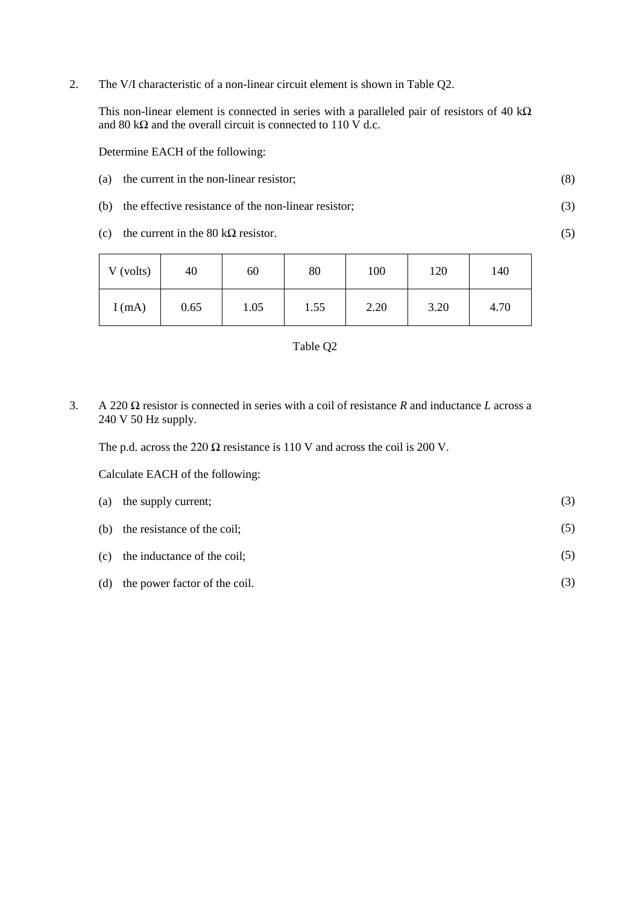2. The V/I characteristic of a non-linear circuit element is shown in Table Q2.

   This non-linear element is connected in series with a paralleled pair of resistors of 40 kΩ and 80 kΩ and the overall circuit is connected to 110 V d.c.

   Determine EACH of the following:

   (a) the current in the non-linear resistor; (8)

   (b) the effective resistance of the non-linear resistor; (3)

   (c) the current in the 80 kΩ resistor. (5)

| V (volts) | 40 | 60 | 80 | 100 | 120 | 140 |
|---|---|---|---|---|---|---|
| I (mA) | 0.65 | 1.05 | 1.55 | 2.20 | 3.20 | 4.70 |

Table Q2

3. A 220 Ω resistor is connected in series with a coil of resistance *R* and inductance *L* across a 240 V 50 Hz supply.

   The p.d. across the 220 Ω resistance is 110 V and across the coil is 200 V.

   Calculate EACH of the following:

   (a) the supply current; (3)

   (b) the resistance of the coil; (5)

   (c) the inductance of the coil; (5)

   (d) the power factor of the coil. (3)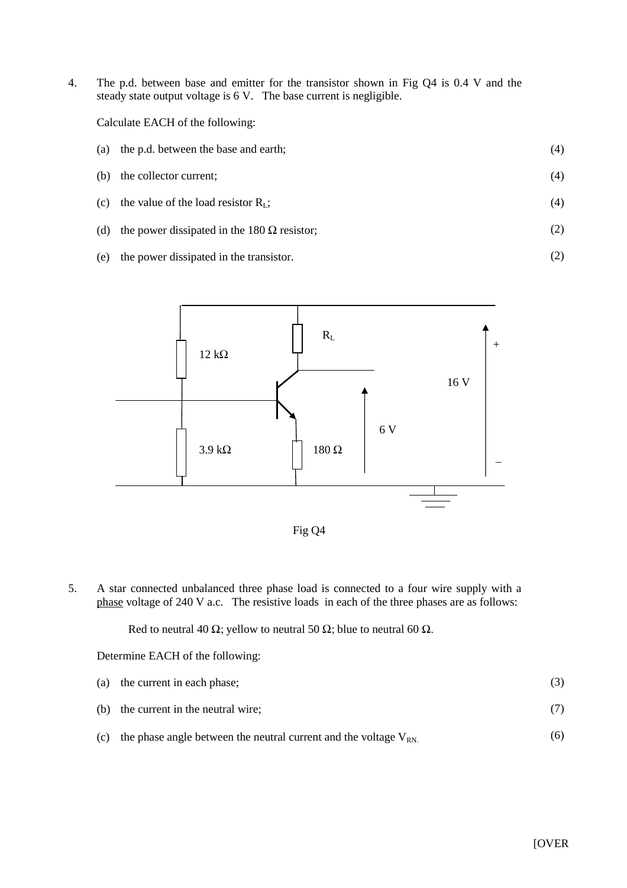4. The p.d. between base and emitter for the transistor shown in Fig Q4 is 0.4 V and the steady state output voltage is 6 V. The base current is negligible.

   Calculate EACH of the following:

   (a) the p.d. between the base and earth; (4)

   (b) the collector current; (4)

   (c) the value of the load resistor $R_L$; (4)

   (d) the power dissipated in the 180 Ω resistor; (2)

   (e) the power dissipated in the transistor. (2)

Fig Q4

5. A star connected unbalanced three phase load is connected to a four wire supply with a <u>phase</u> voltage of 240 V a.c. The resistive loads in each of the three phases are as follows:

   Red to neutral 40 Ω; yellow to neutral 50 Ω; blue to neutral 60 Ω.

   Determine EACH of the following:

   (a) the current in each phase; (3)

   (b) the current in the neutral wire; (7)

   (c) the phase angle between the neutral current and the voltage $V_{RN.}$ (6)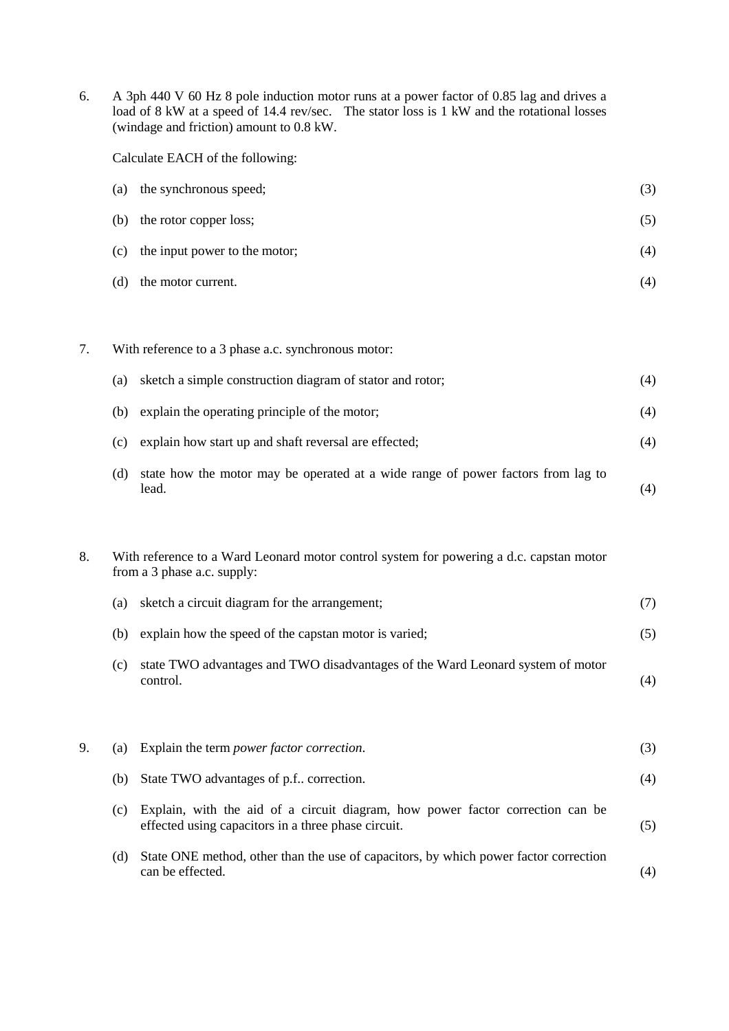6. A 3ph 440 V 60 Hz 8 pole induction motor runs at a power factor of 0.85 lag and drives a load of 8 kW at a speed of 14.4 rev/sec. The stator loss is 1 kW and the rotational losses (windage and friction) amount to 0.8 kW.

   Calculate EACH of the following:

   (a) the synchronous speed; (3)

   (b) the rotor copper loss; (5)

   (c) the input power to the motor; (4)

   (d) the motor current. (4)

7. With reference to a 3 phase a.c. synchronous motor:

   (a) sketch a simple construction diagram of stator and rotor; (4)

   (b) explain the operating principle of the motor; (4)

   (c) explain how start up and shaft reversal are effected; (4)

   (d) state how the motor may be operated at a wide range of power factors from lag to lead. (4)

8. With reference to a Ward Leonard motor control system for powering a d.c. capstan motor from a 3 phase a.c. supply:

   (a) sketch a circuit diagram for the arrangement; (7)

   (b) explain how the speed of the capstan motor is varied; (5)

   (c) state TWO advantages and TWO disadvantages of the Ward Leonard system of motor control. (4)

9. (a) Explain the term *power factor correction*. (3)

   (b) State TWO advantages of p.f.. correction. (4)

   (c) Explain, with the aid of a circuit diagram, how power factor correction can be effected using capacitors in a three phase circuit. (5)

   (d) State ONE method, other than the use of capacitors, by which power factor correction can be effected. (4)